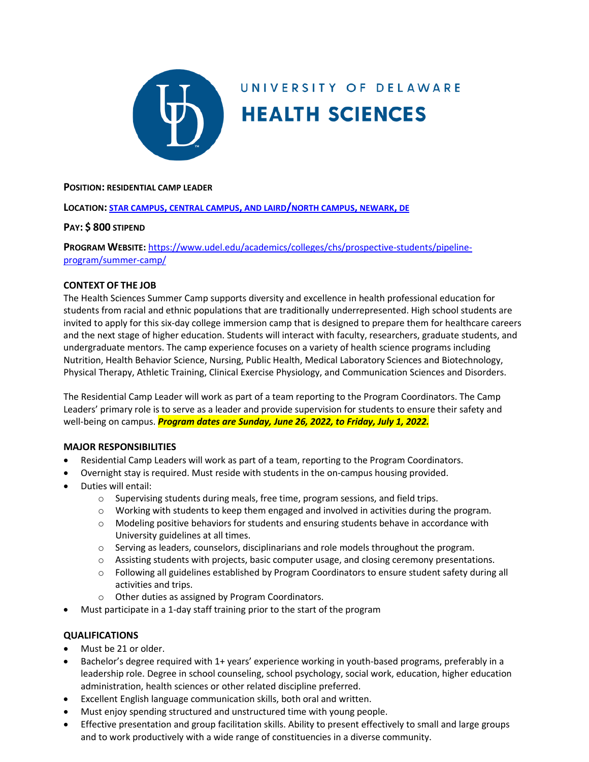UNIVERSITY OF DELAWARE

**HEALTH SCIENCES**

**POSITION: RESIDENTIAL CAMP LEADER**

**LOCATION:** [STAR CAMPUS, CENTRAL CAMPUS, AND LAIRD/NORTH CAMPUS, NEWARK, DE]()

**PAY: $ 800 STIPEND**

**PROGRAM WEBSITE:** https://www.udel.edu/academics/colleges/chs/prospective-students/pipeline-program/summer-camp/

## CONTEXT OF THE JOB

The Health Sciences Summer Camp supports diversity and excellence in health professional education for students from racial and ethnic populations that are traditionally underrepresented. High school students are invited to apply for this six-day college immersion camp that is designed to prepare them for healthcare careers and the next stage of higher education. Students will interact with faculty, researchers, graduate students, and undergraduate mentors. The camp experience focuses on a variety of health science programs including Nutrition, Health Behavior Science, Nursing, Public Health, Medical Laboratory Sciences and Biotechnology, Physical Therapy, Athletic Training, Clinical Exercise Physiology, and Communication Sciences and Disorders.

The Residential Camp Leader will work as part of a team reporting to the Program Coordinators. The Camp Leaders' primary role is to serve as a leader and provide supervision for students to ensure their safety and well-being on campus. ***Program dates are Sunday, June 26, 2022, to Friday, July 1, 2022.***

## MAJOR RESPONSIBILITIES

- Residential Camp Leaders will work as part of a team, reporting to the Program Coordinators.
- Overnight stay is required. Must reside with students in the on-campus housing provided.
- Duties will entail:
  - Supervising students during meals, free time, program sessions, and field trips.
  - Working with students to keep them engaged and involved in activities during the program.
  - Modeling positive behaviors for students and ensuring students behave in accordance with University guidelines at all times.
  - Serving as leaders, counselors, disciplinarians and role models throughout the program.
  - Assisting students with projects, basic computer usage, and closing ceremony presentations.
  - Following all guidelines established by Program Coordinators to ensure student safety during all activities and trips.
  - Other duties as assigned by Program Coordinators.
- Must participate in a 1-day staff training prior to the start of the program

## QUALIFICATIONS

- Must be 21 or older.
- Bachelor's degree required with 1+ years' experience working in youth-based programs, preferably in a leadership role. Degree in school counseling, school psychology, social work, education, higher education administration, health sciences or other related discipline preferred.
- Excellent English language communication skills, both oral and written.
- Must enjoy spending structured and unstructured time with young people.
- Effective presentation and group facilitation skills. Ability to present effectively to small and large groups and to work productively with a wide range of constituencies in a diverse community.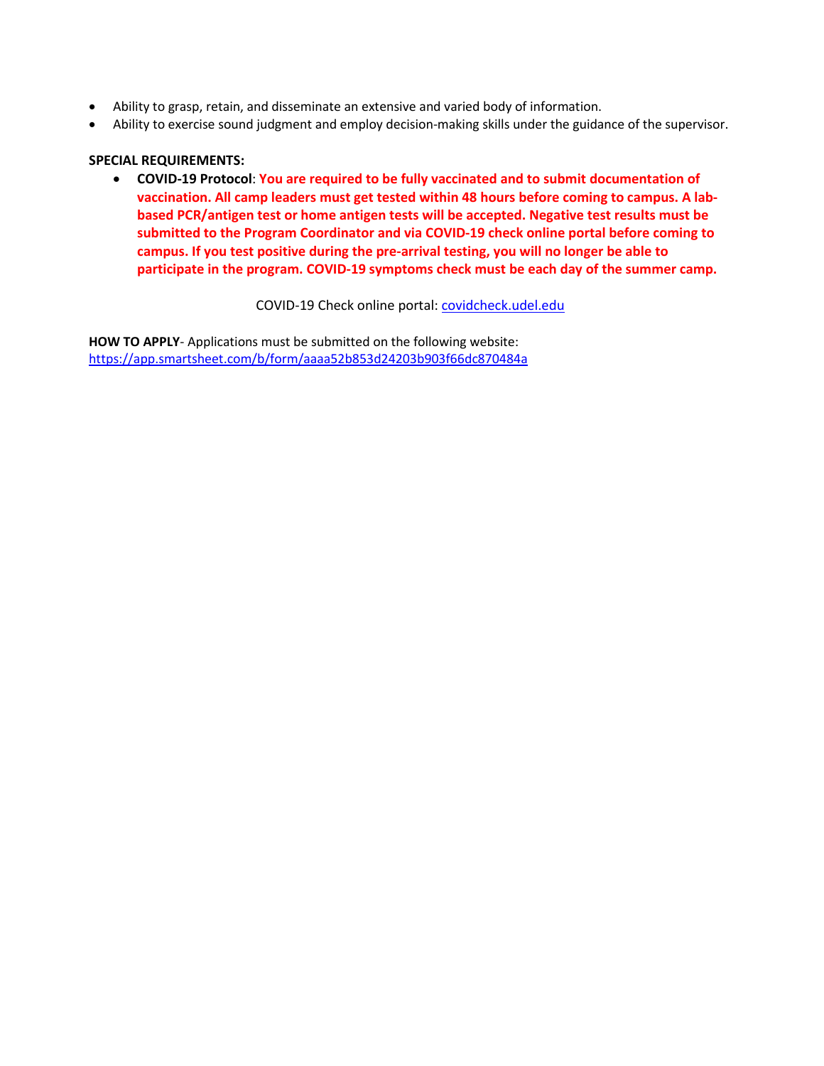- Ability to grasp, retain, and disseminate an extensive and varied body of information.
- Ability to exercise sound judgment and employ decision-making skills under the guidance of the supervisor.

**SPECIAL REQUIREMENTS:**

- **COVID-19 Protocol**: **You are required to be fully vaccinated and to submit documentation of vaccination. All camp leaders must get tested within 48 hours before coming to campus. A lab-based PCR/antigen test or home antigen tests will be accepted. Negative test results must be submitted to the Program Coordinator and via COVID-19 check online portal before coming to campus. If you test positive during the pre-arrival testing, you will no longer be able to participate in the program. COVID-19 symptoms check must be each day of the summer camp.**

COVID-19 Check online portal: [covidcheck.udel.edu](covidcheck.udel.edu)

**HOW TO APPLY**- Applications must be submitted on the following website: https://app.smartsheet.com/b/form/aaaa52b853d24203b903f66dc870484a